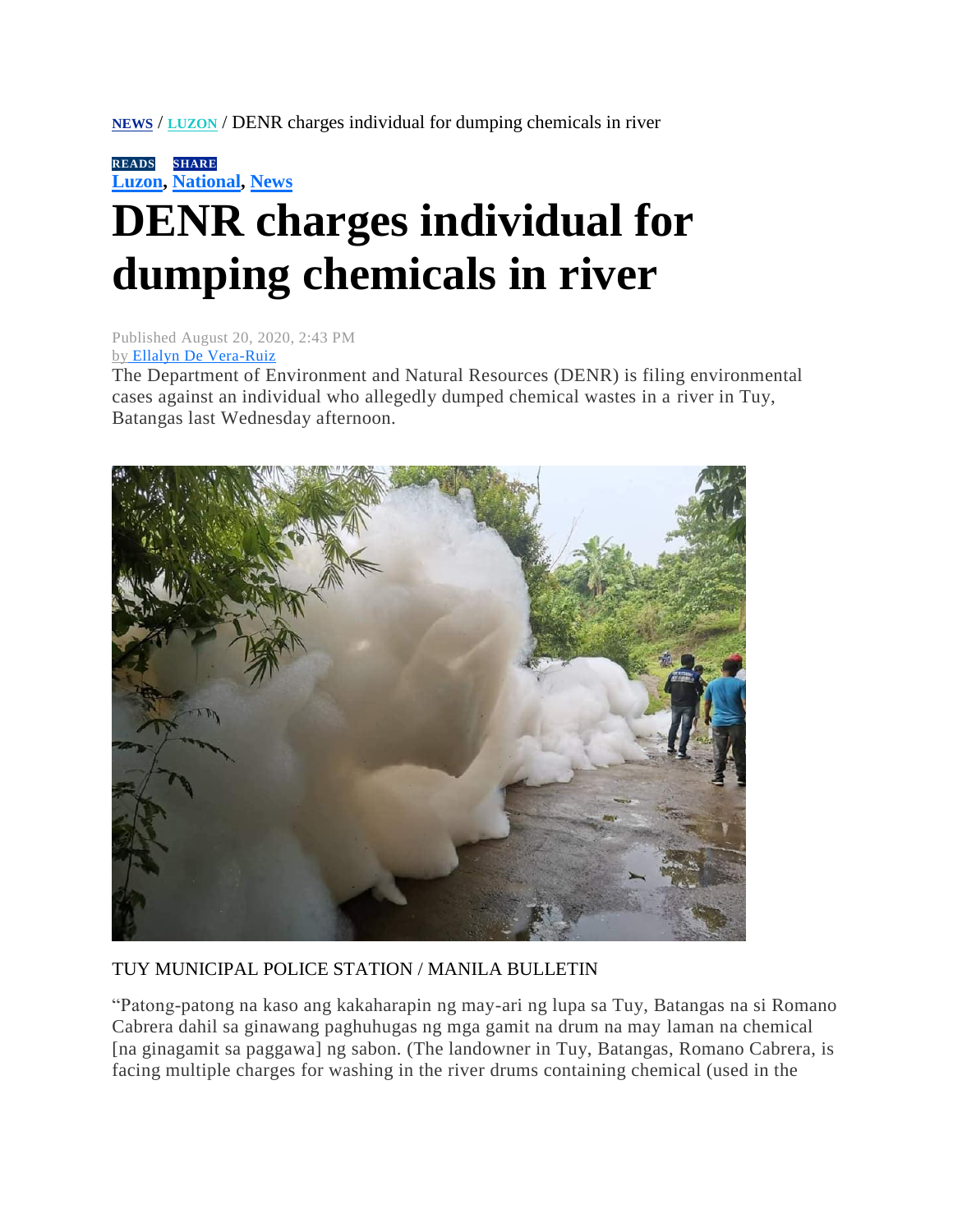NEWS / LUZON / DENR charges individual for dumping chemicals in river

READS SHARE

Luzon, National, News

# DENR charges individual for dumping chemicals in river

Published August 20, 2020, 2:43 PM

by Ellalyn De Vera-Ruiz

The Department of Environment and Natural Resources (DENR) is filing environmental cases against an individual who allegedly dumped chemical wastes in a river in Tuy, Batangas last Wednesday afternoon.

TUY MUNICIPAL POLICE STATION / MANILA BULLETIN

"Patong-patong na kaso ang kakaharapin ng may-ari ng lupa sa Tuy, Batangas na si Romano Cabrera dahil sa ginawang paghuhugas ng mga gamit na drum na may laman na chemical [na ginagamit sa paggawa] ng sabon. (The landowner in Tuy, Batangas, Romano Cabrera, is facing multiple charges for washing in the river drums containing chemical (used in the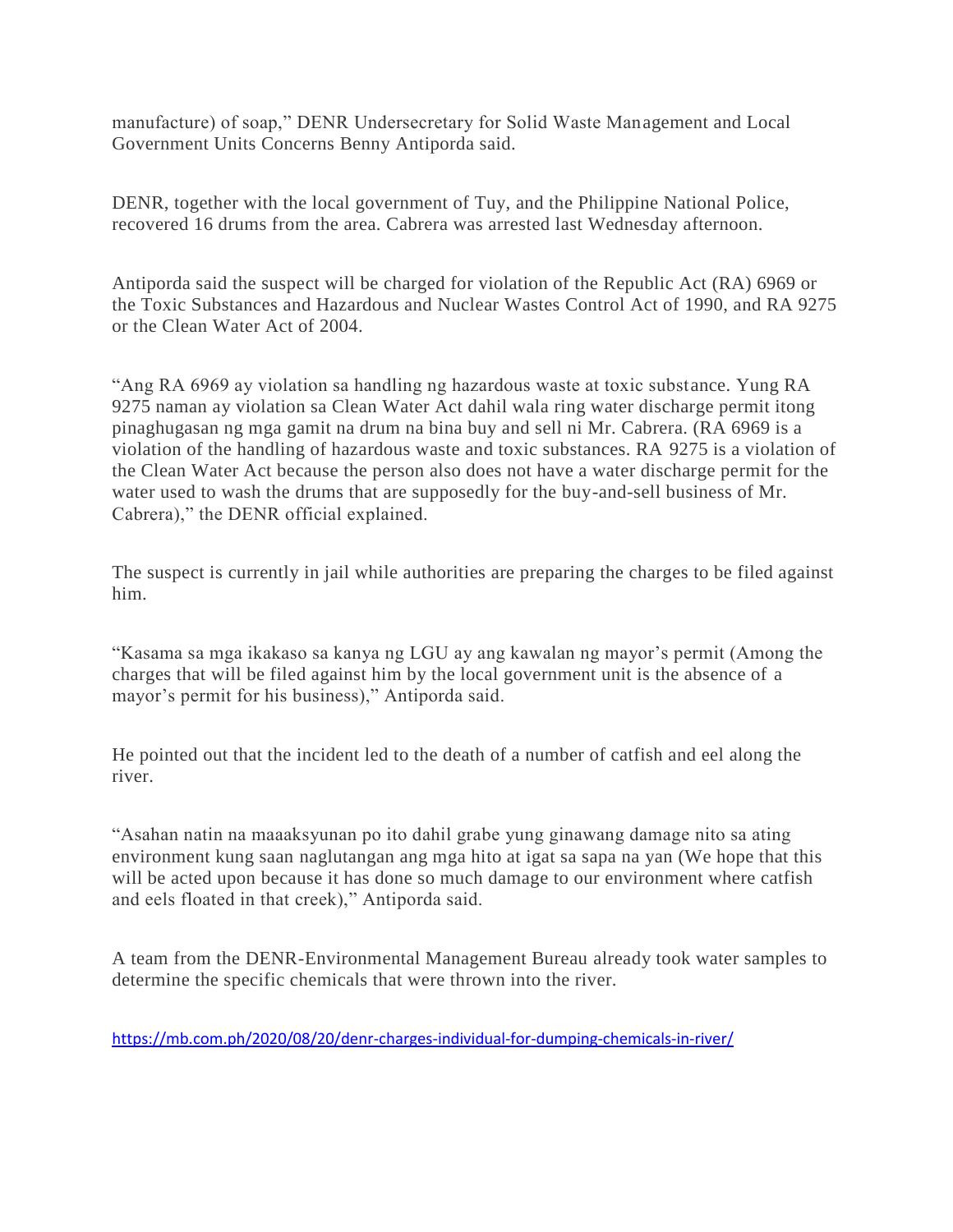manufacture) of soap," DENR Undersecretary for Solid Waste Management and Local Government Units Concerns Benny Antiporda said.

DENR, together with the local government of Tuy, and the Philippine National Police, recovered 16 drums from the area. Cabrera was arrested last Wednesday afternoon.

Antiporda said the suspect will be charged for violation of the Republic Act (RA) 6969 or the Toxic Substances and Hazardous and Nuclear Wastes Control Act of 1990, and RA 9275 or the Clean Water Act of 2004.

"Ang RA 6969 ay violation sa handling ng hazardous waste at toxic substance. Yung RA 9275 naman ay violation sa Clean Water Act dahil wala ring water discharge permit itong pinaghugasan ng mga gamit na drum na bina buy and sell ni Mr. Cabrera. (RA 6969 is a violation of the handling of hazardous waste and toxic substances. RA 9275 is a violation of the Clean Water Act because the person also does not have a water discharge permit for the water used to wash the drums that are supposedly for the buy-and-sell business of Mr. Cabrera)," the DENR official explained.

The suspect is currently in jail while authorities are preparing the charges to be filed against him.

"Kasama sa mga ikakaso sa kanya ng LGU ay ang kawalan ng mayor's permit (Among the charges that will be filed against him by the local government unit is the absence of a mayor's permit for his business)," Antiporda said.

He pointed out that the incident led to the death of a number of catfish and eel along the river.

"Asahan natin na maaaksyunan po ito dahil grabe yung ginawang damage nito sa ating environment kung saan naglutangan ang mga hito at igat sa sapa na yan (We hope that this will be acted upon because it has done so much damage to our environment where catfish and eels floated in that creek)," Antiporda said.

A team from the DENR-Environmental Management Bureau already took water samples to determine the specific chemicals that were thrown into the river.

https://mb.com.ph/2020/08/20/denr-charges-individual-for-dumping-chemicals-in-river/